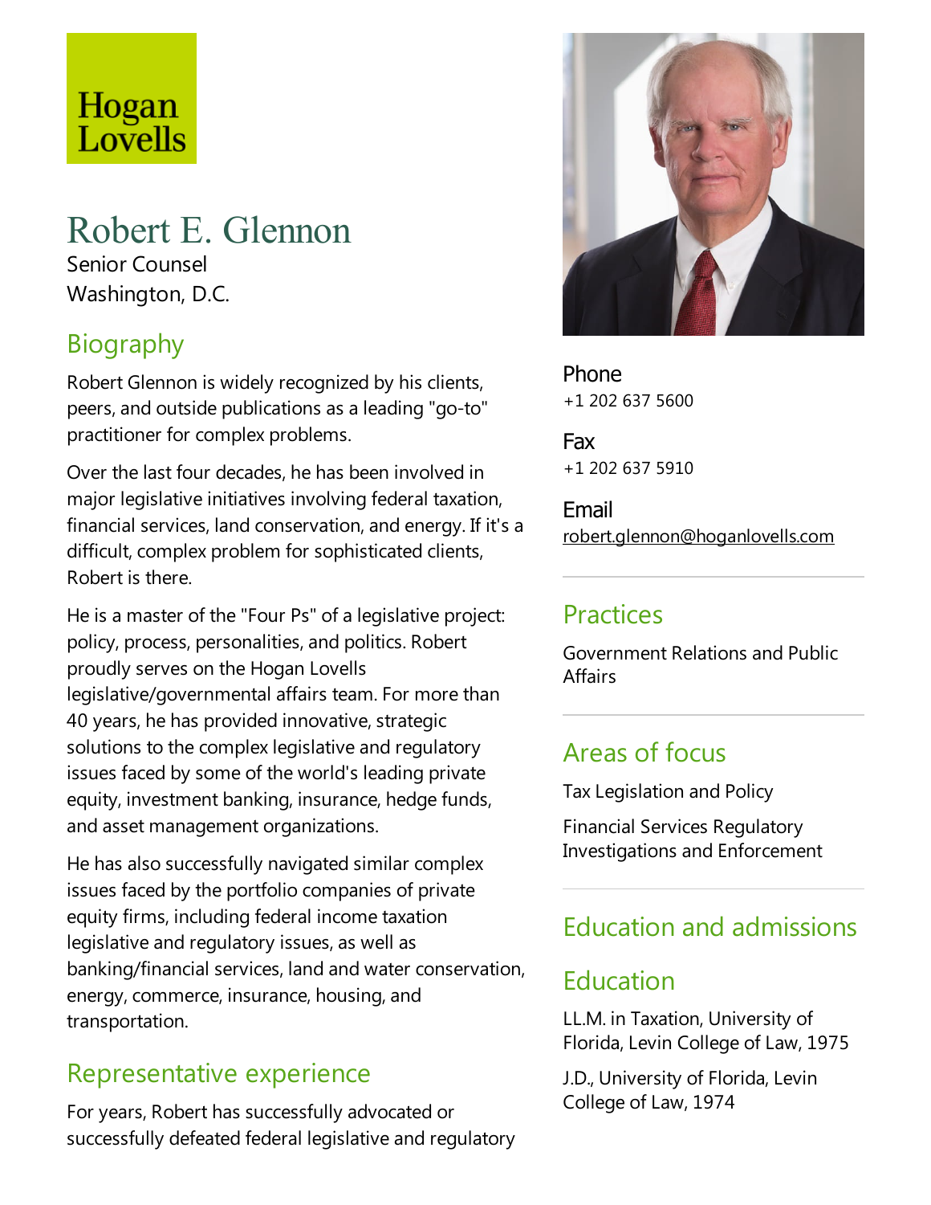Hogan Lovells

# Robert E. Glennon

Senior Counsel
Washington, D.C.

## Biography

Robert Glennon is widely recognized by his clients, peers, and outside publications as a leading "go-to" practitioner for complex problems.

Over the last four decades, he has been involved in major legislative initiatives involving federal taxation, financial services, land conservation, and energy. If it's a difficult, complex problem for sophisticated clients, Robert is there.

He is a master of the "Four Ps" of a legislative project: policy, process, personalities, and politics. Robert proudly serves on the Hogan Lovells legislative/governmental affairs team. For more than 40 years, he has provided innovative, strategic solutions to the complex legislative and regulatory issues faced by some of the world's leading private equity, investment banking, insurance, hedge funds, and asset management organizations.

He has also successfully navigated similar complex issues faced by the portfolio companies of private equity firms, including federal income taxation legislative and regulatory issues, as well as banking/financial services, land and water conservation, energy, commerce, insurance, housing, and transportation.

## Representative experience

For years, Robert has successfully advocated or successfully defeated federal legislative and regulatory

Phone
+1 202 637 5600

Fax
+1 202 637 5910

Email
robert.glennon@hoganlovells.com

## Practices

Government Relations and Public Affairs

## Areas of focus

Tax Legislation and Policy

Financial Services Regulatory Investigations and Enforcement

## Education and admissions

## Education

LL.M. in Taxation, University of Florida, Levin College of Law, 1975

J.D., University of Florida, Levin College of Law, 1974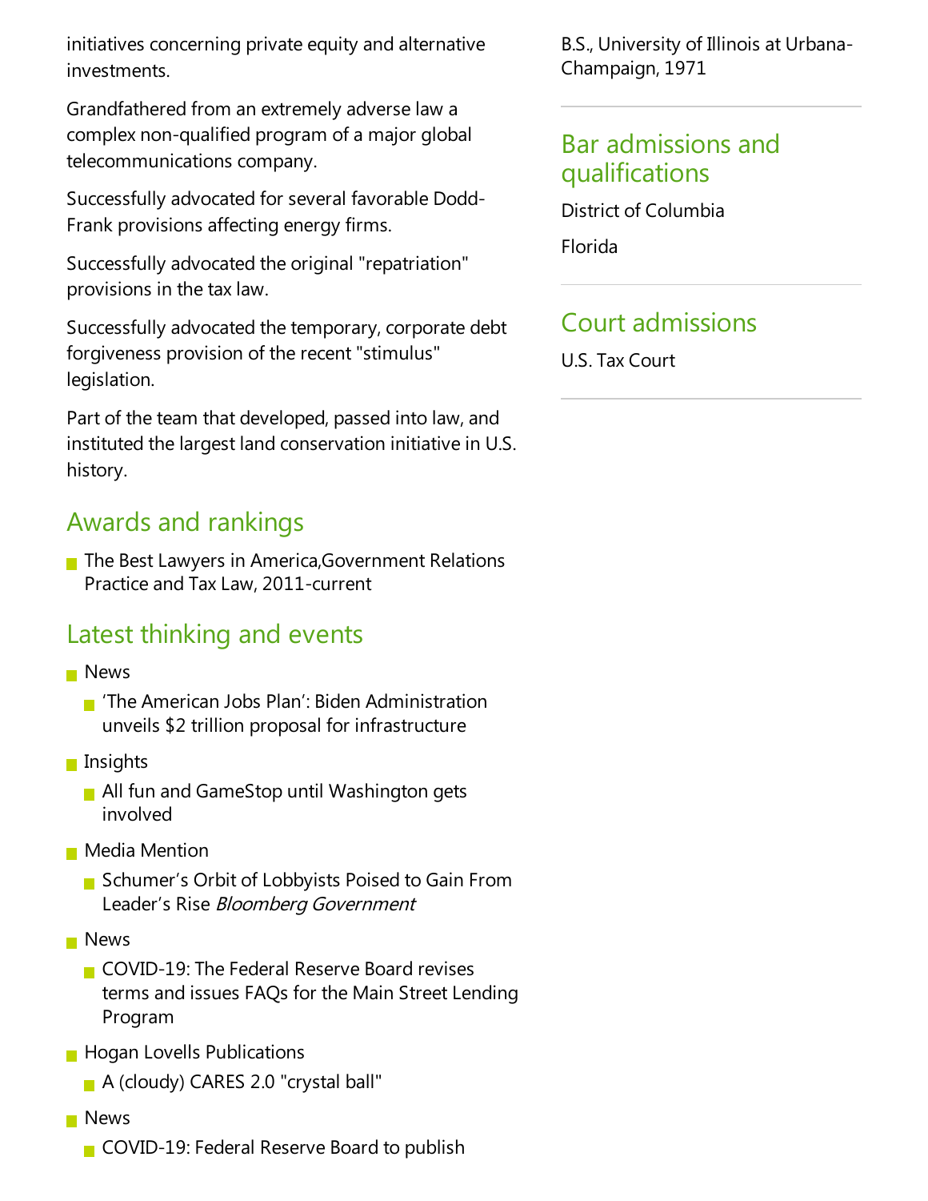initiatives concerning private equity and alternative investments.

Grandfathered from an extremely adverse law a complex non-qualified program of a major global telecommunications company.

Successfully advocated for several favorable Dodd-Frank provisions affecting energy firms.

Successfully advocated the original "repatriation" provisions in the tax law.

Successfully advocated the temporary, corporate debt forgiveness provision of the recent "stimulus" legislation.

Part of the team that developed, passed into law, and instituted the largest land conservation initiative in U.S. history.

## Awards and rankings

- The Best Lawyers in America,Government Relations Practice and Tax Law, 2011-current

## Latest thinking and events

- News
  - 'The American Jobs Plan': Biden Administration unveils $2 trillion proposal for infrastructure
- Insights
  - All fun and GameStop until Washington gets involved
- Media Mention
  - Schumer's Orbit of Lobbyists Poised to Gain From Leader's Rise *Bloomberg Government*
- News
  - COVID-19: The Federal Reserve Board revises terms and issues FAQs for the Main Street Lending Program
- Hogan Lovells Publications
  - A (cloudy) CARES 2.0 "crystal ball"
- News
  - COVID-19: Federal Reserve Board to publish

B.S., University of Illinois at Urbana-Champaign, 1971

## Bar admissions and qualifications

District of Columbia

Florida

## Court admissions

U.S. Tax Court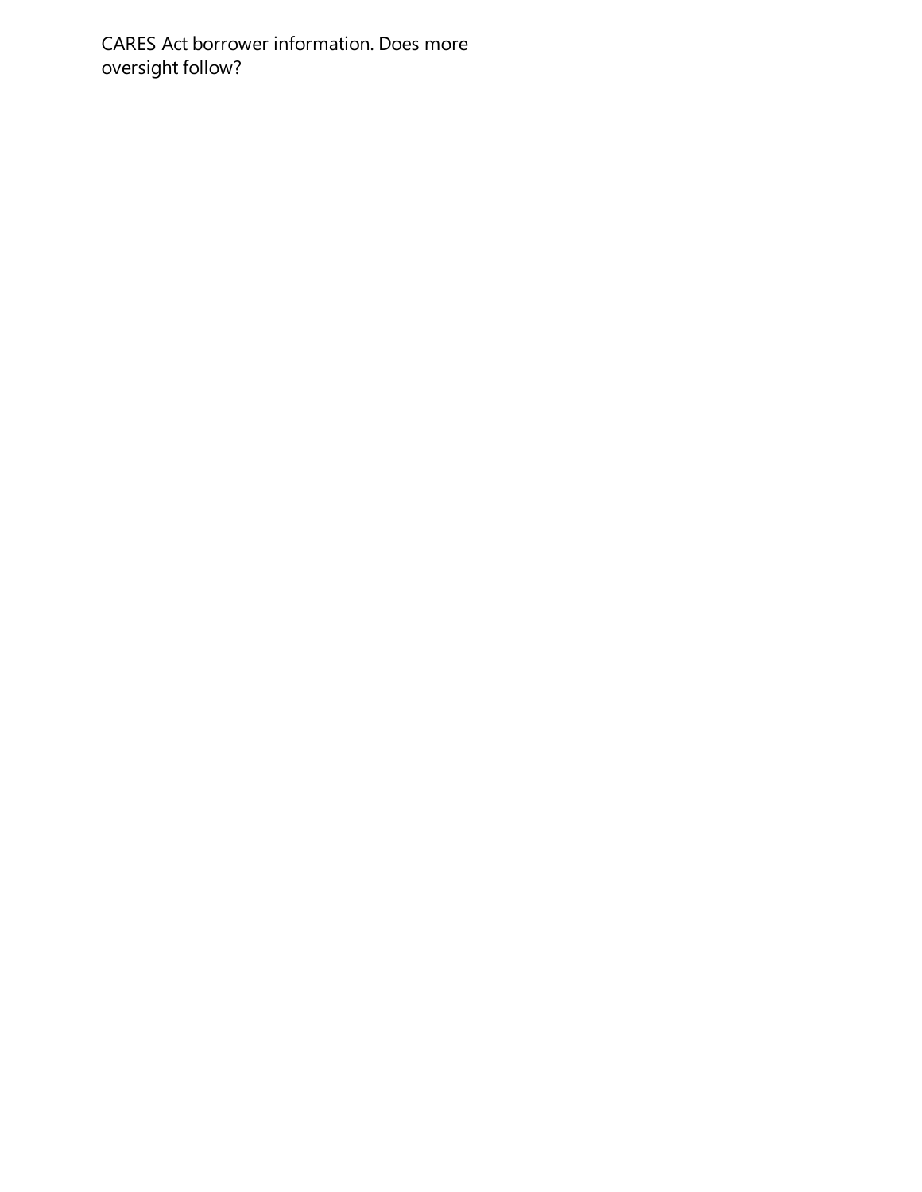CARES Act borrower information. Does more oversight follow?